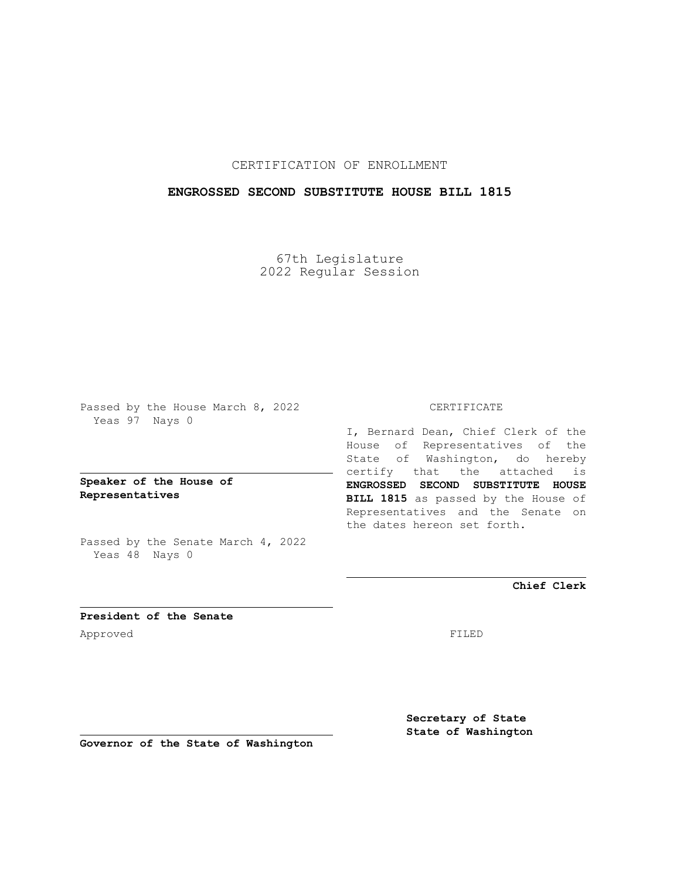CERTIFICATION OF ENROLLMENT

**ENGROSSED SECOND SUBSTITUTE HOUSE BILL 1815**

67th Legislature
2022 Regular Session

Passed by the House March 8, 2022
Yeas 97 Nays 0

**Speaker of the House of Representatives**

Passed by the Senate March 4, 2022
Yeas 48 Nays 0

**President of the Senate**

Approved

**Governor of the State of Washington**

CERTIFICATE

I, Bernard Dean, Chief Clerk of the House of Representatives of the State of Washington, do hereby certify that the attached is **ENGROSSED SECOND SUBSTITUTE HOUSE BILL 1815** as passed by the House of Representatives and the Senate on the dates hereon set forth.

**Chief Clerk**

FILED

**Secretary of State**
**State of Washington**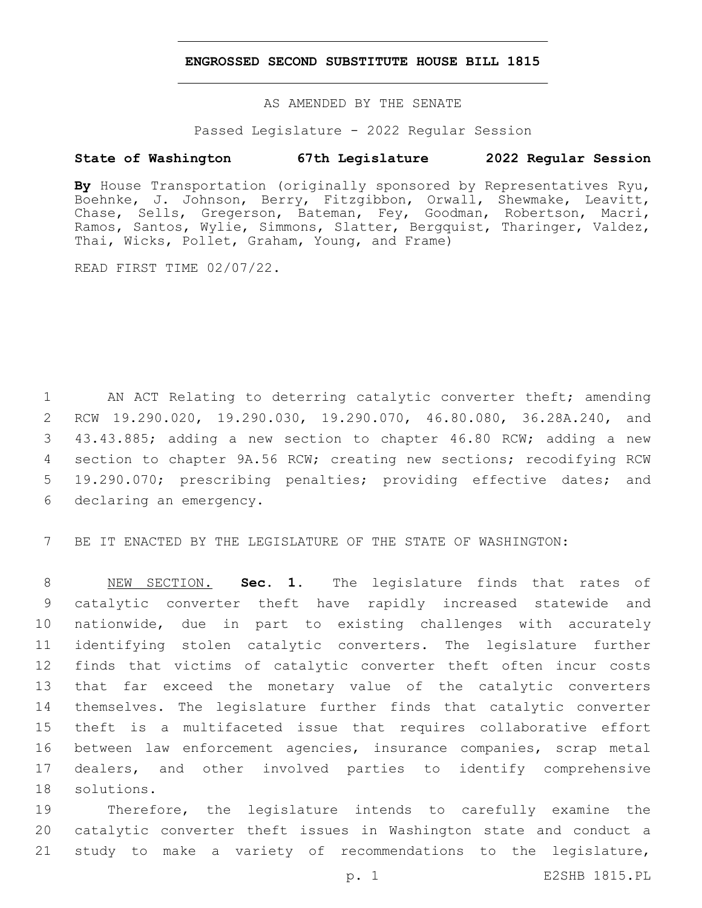# ENGROSSED SECOND SUBSTITUTE HOUSE BILL 1815

AS AMENDED BY THE SENATE

Passed Legislature - 2022 Regular Session

**State of Washington 67th Legislature 2022 Regular Session**

**By** House Transportation (originally sponsored by Representatives Ryu, Boehnke, J. Johnson, Berry, Fitzgibbon, Orwall, Shewmake, Leavitt, Chase, Sells, Gregerson, Bateman, Fey, Goodman, Robertson, Macri, Ramos, Santos, Wylie, Simmons, Slatter, Bergquist, Tharinger, Valdez, Thai, Wicks, Pollet, Graham, Young, and Frame)

READ FIRST TIME 02/07/22.

AN ACT Relating to deterring catalytic converter theft; amending RCW 19.290.020, 19.290.030, 19.290.070, 46.80.080, 36.28A.240, and 43.43.885; adding a new section to chapter 46.80 RCW; adding a new section to chapter 9A.56 RCW; creating new sections; recodifying RCW 19.290.070; prescribing penalties; providing effective dates; and declaring an emergency.

BE IT ENACTED BY THE LEGISLATURE OF THE STATE OF WASHINGTON:

NEW SECTION. **Sec. 1.** The legislature finds that rates of catalytic converter theft have rapidly increased statewide and nationwide, due in part to existing challenges with accurately identifying stolen catalytic converters. The legislature further finds that victims of catalytic converter theft often incur costs that far exceed the monetary value of the catalytic converters themselves. The legislature further finds that catalytic converter theft is a multifaceted issue that requires collaborative effort between law enforcement agencies, insurance companies, scrap metal dealers, and other involved parties to identify comprehensive solutions.

Therefore, the legislature intends to carefully examine the catalytic converter theft issues in Washington state and conduct a study to make a variety of recommendations to the legislature,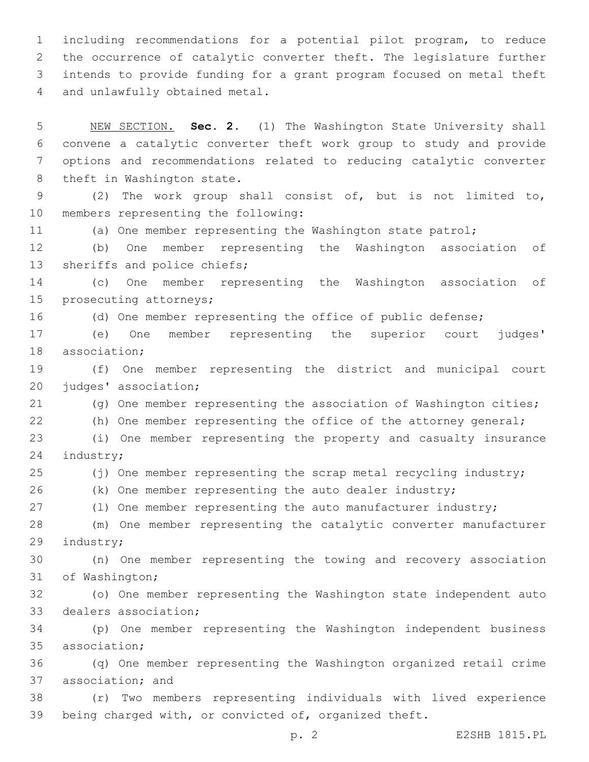including recommendations for a potential pilot program, to reduce the occurrence of catalytic converter theft. The legislature further intends to provide funding for a grant program focused on metal theft and unlawfully obtained metal.

NEW SECTION. **Sec. 2.** (1) The Washington State University shall convene a catalytic converter theft work group to study and provide options and recommendations related to reducing catalytic converter theft in Washington state.

(2) The work group shall consist of, but is not limited to, members representing the following:

(a) One member representing the Washington state patrol;

(b) One member representing the Washington association of sheriffs and police chiefs;

(c) One member representing the Washington association of prosecuting attorneys;

(d) One member representing the office of public defense;

(e) One member representing the superior court judges' association;

(f) One member representing the district and municipal court judges' association;

(g) One member representing the association of Washington cities;

(h) One member representing the office of the attorney general;

(i) One member representing the property and casualty insurance industry;

(j) One member representing the scrap metal recycling industry;

(k) One member representing the auto dealer industry;

(l) One member representing the auto manufacturer industry;

(m) One member representing the catalytic converter manufacturer industry;

(n) One member representing the towing and recovery association of Washington;

(o) One member representing the Washington state independent auto dealers association;

(p) One member representing the Washington independent business association;

(q) One member representing the Washington organized retail crime association; and

(r) Two members representing individuals with lived experience being charged with, or convicted of, organized theft.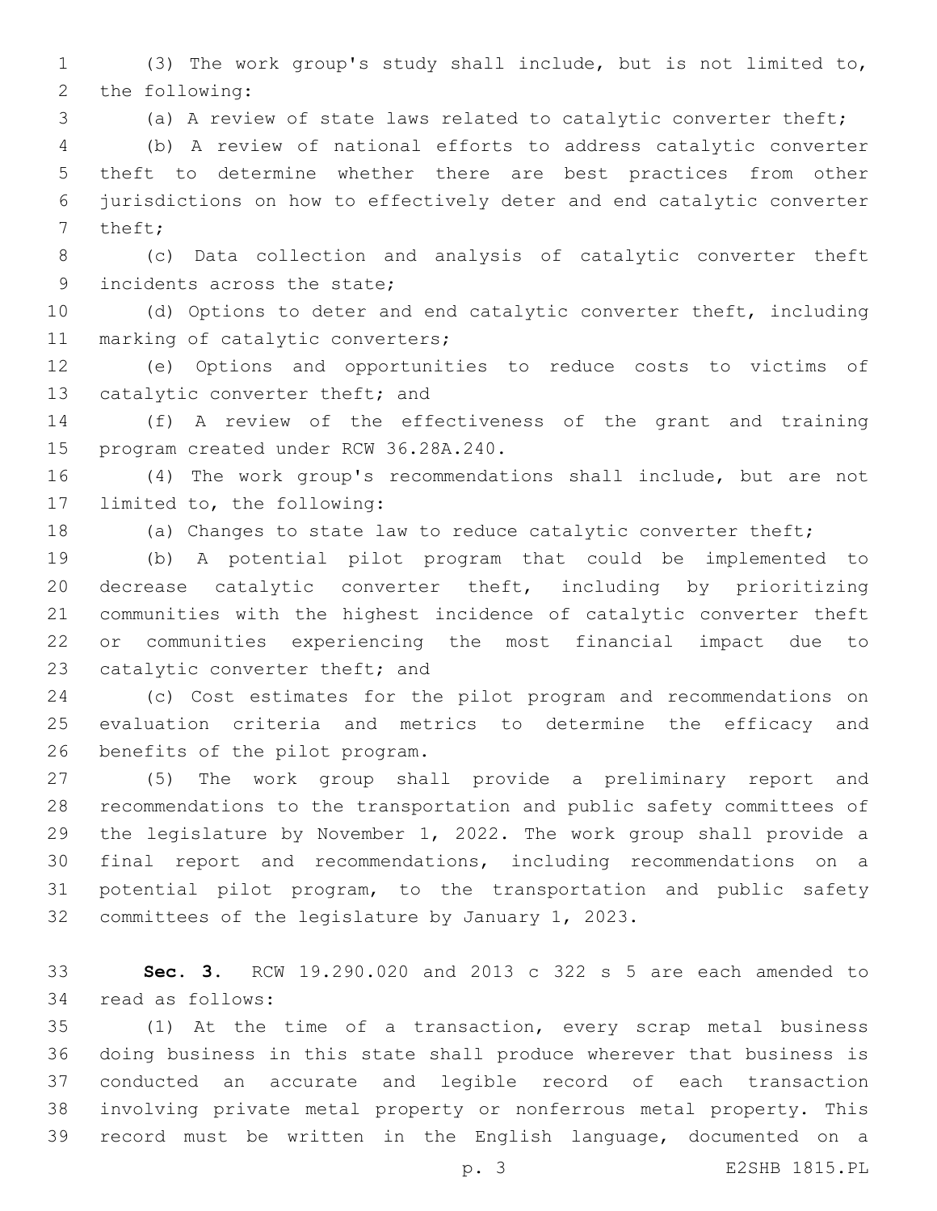(3) The work group's study shall include, but is not limited to, the following:

(a) A review of state laws related to catalytic converter theft;

(b) A review of national efforts to address catalytic converter theft to determine whether there are best practices from other jurisdictions on how to effectively deter and end catalytic converter theft;

(c) Data collection and analysis of catalytic converter theft incidents across the state;

(d) Options to deter and end catalytic converter theft, including marking of catalytic converters;

(e) Options and opportunities to reduce costs to victims of catalytic converter theft; and

(f) A review of the effectiveness of the grant and training program created under RCW 36.28A.240.

(4) The work group's recommendations shall include, but are not limited to, the following:

(a) Changes to state law to reduce catalytic converter theft;

(b) A potential pilot program that could be implemented to decrease catalytic converter theft, including by prioritizing communities with the highest incidence of catalytic converter theft or communities experiencing the most financial impact due to catalytic converter theft; and

(c) Cost estimates for the pilot program and recommendations on evaluation criteria and metrics to determine the efficacy and benefits of the pilot program.

(5) The work group shall provide a preliminary report and recommendations to the transportation and public safety committees of the legislature by November 1, 2022. The work group shall provide a final report and recommendations, including recommendations on a potential pilot program, to the transportation and public safety committees of the legislature by January 1, 2023.

**Sec. 3.** RCW 19.290.020 and 2013 c 322 s 5 are each amended to read as follows:

(1) At the time of a transaction, every scrap metal business doing business in this state shall produce wherever that business is conducted an accurate and legible record of each transaction involving private metal property or nonferrous metal property. This record must be written in the English language, documented on a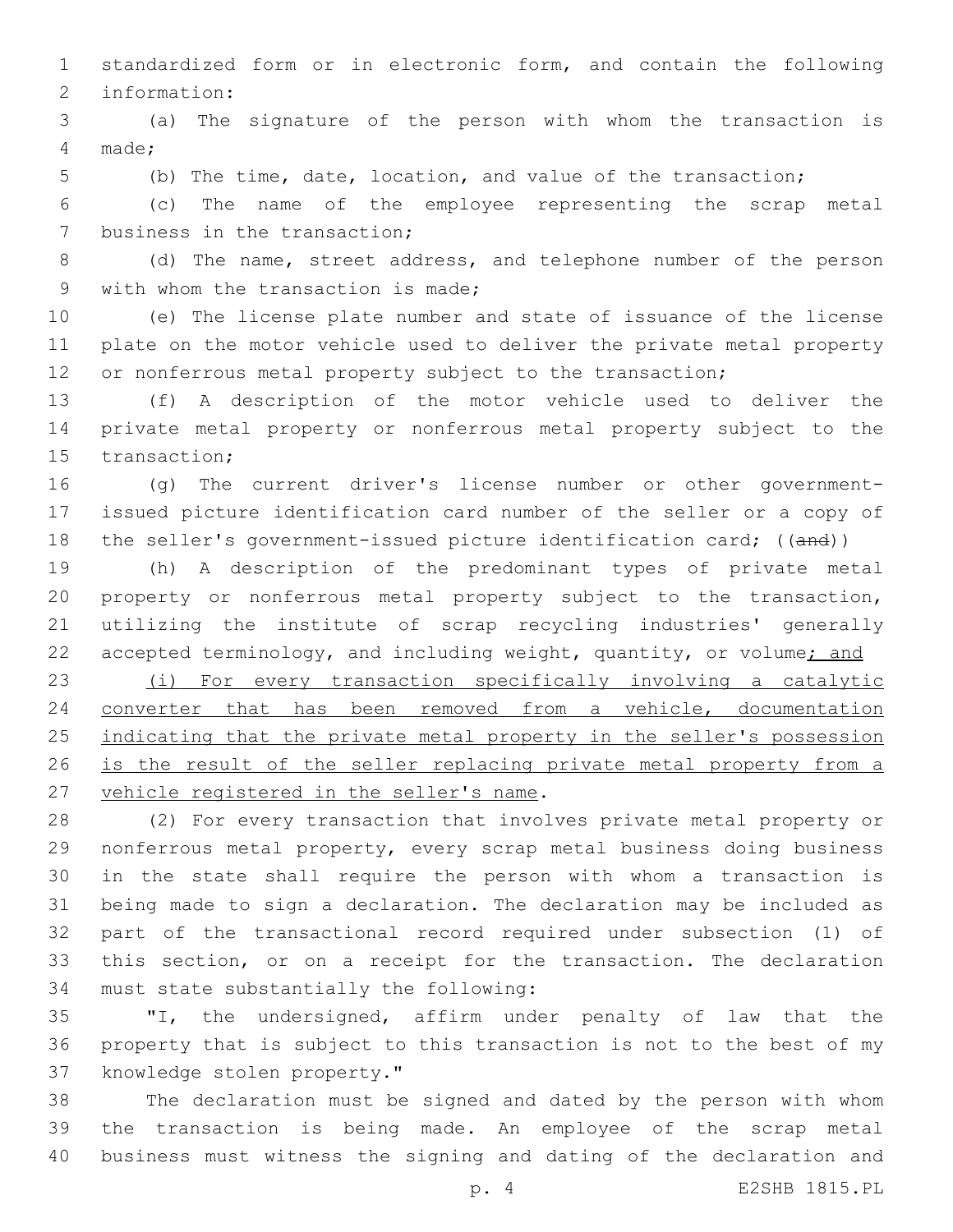standardized form or in electronic form, and contain the following information:

(a) The signature of the person with whom the transaction is made;

(b) The time, date, location, and value of the transaction;

(c) The name of the employee representing the scrap metal business in the transaction;

(d) The name, street address, and telephone number of the person with whom the transaction is made;

(e) The license plate number and state of issuance of the license plate on the motor vehicle used to deliver the private metal property or nonferrous metal property subject to the transaction;

(f) A description of the motor vehicle used to deliver the private metal property or nonferrous metal property subject to the transaction;

(g) The current driver's license number or other government-issued picture identification card number of the seller or a copy of the seller's government-issued picture identification card; ((~~and~~))

(h) A description of the predominant types of private metal property or nonferrous metal property subject to the transaction, utilizing the institute of scrap recycling industries' generally accepted terminology, and including weight, quantity, or volume<u>; and</u>

<u>(i) For every transaction specifically involving a catalytic converter that has been removed from a vehicle, documentation indicating that the private metal property in the seller's possession is the result of the seller replacing private metal property from a vehicle registered in the seller's name</u>.

(2) For every transaction that involves private metal property or nonferrous metal property, every scrap metal business doing business in the state shall require the person with whom a transaction is being made to sign a declaration. The declaration may be included as part of the transactional record required under subsection (1) of this section, or on a receipt for the transaction. The declaration must state substantially the following:

"I, the undersigned, affirm under penalty of law that the property that is subject to this transaction is not to the best of my knowledge stolen property."

The declaration must be signed and dated by the person with whom the transaction is being made. An employee of the scrap metal business must witness the signing and dating of the declaration and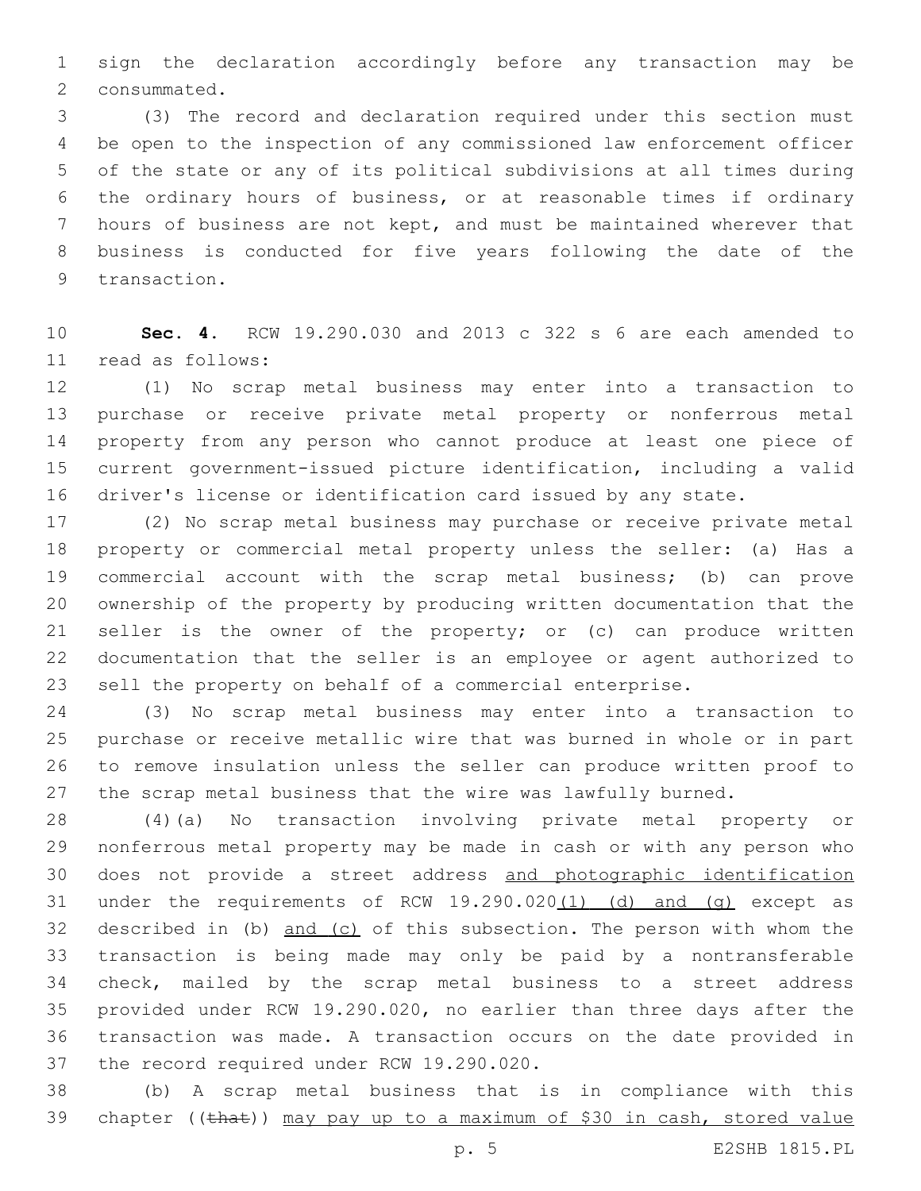sign the declaration accordingly before any transaction may be consummated.

(3) The record and declaration required under this section must be open to the inspection of any commissioned law enforcement officer of the state or any of its political subdivisions at all times during the ordinary hours of business, or at reasonable times if ordinary hours of business are not kept, and must be maintained wherever that business is conducted for five years following the date of the transaction.

**Sec. 4.** RCW 19.290.030 and 2013 c 322 s 6 are each amended to read as follows:

(1) No scrap metal business may enter into a transaction to purchase or receive private metal property or nonferrous metal property from any person who cannot produce at least one piece of current government-issued picture identification, including a valid driver's license or identification card issued by any state.

(2) No scrap metal business may purchase or receive private metal property or commercial metal property unless the seller: (a) Has a commercial account with the scrap metal business; (b) can prove ownership of the property by producing written documentation that the seller is the owner of the property; or (c) can produce written documentation that the seller is an employee or agent authorized to sell the property on behalf of a commercial enterprise.

(3) No scrap metal business may enter into a transaction to purchase or receive metallic wire that was burned in whole or in part to remove insulation unless the seller can produce written proof to the scrap metal business that the wire was lawfully burned.

(4)(a) No transaction involving private metal property or nonferrous metal property may be made in cash or with any person who does not provide a street address <u>and photographic identification</u> under the requirements of RCW 19.290.020<u>(1) (d) and (g)</u> except as described in (b) <u>and (c)</u> of this subsection. The person with whom the transaction is being made may only be paid by a nontransferable check, mailed by the scrap metal business to a street address provided under RCW 19.290.020, no earlier than three days after the transaction was made. A transaction occurs on the date provided in the record required under RCW 19.290.020.

(b) A scrap metal business that is in compliance with this chapter ((~~that~~)) <u>may pay up to a maximum of $30 in cash, stored value</u>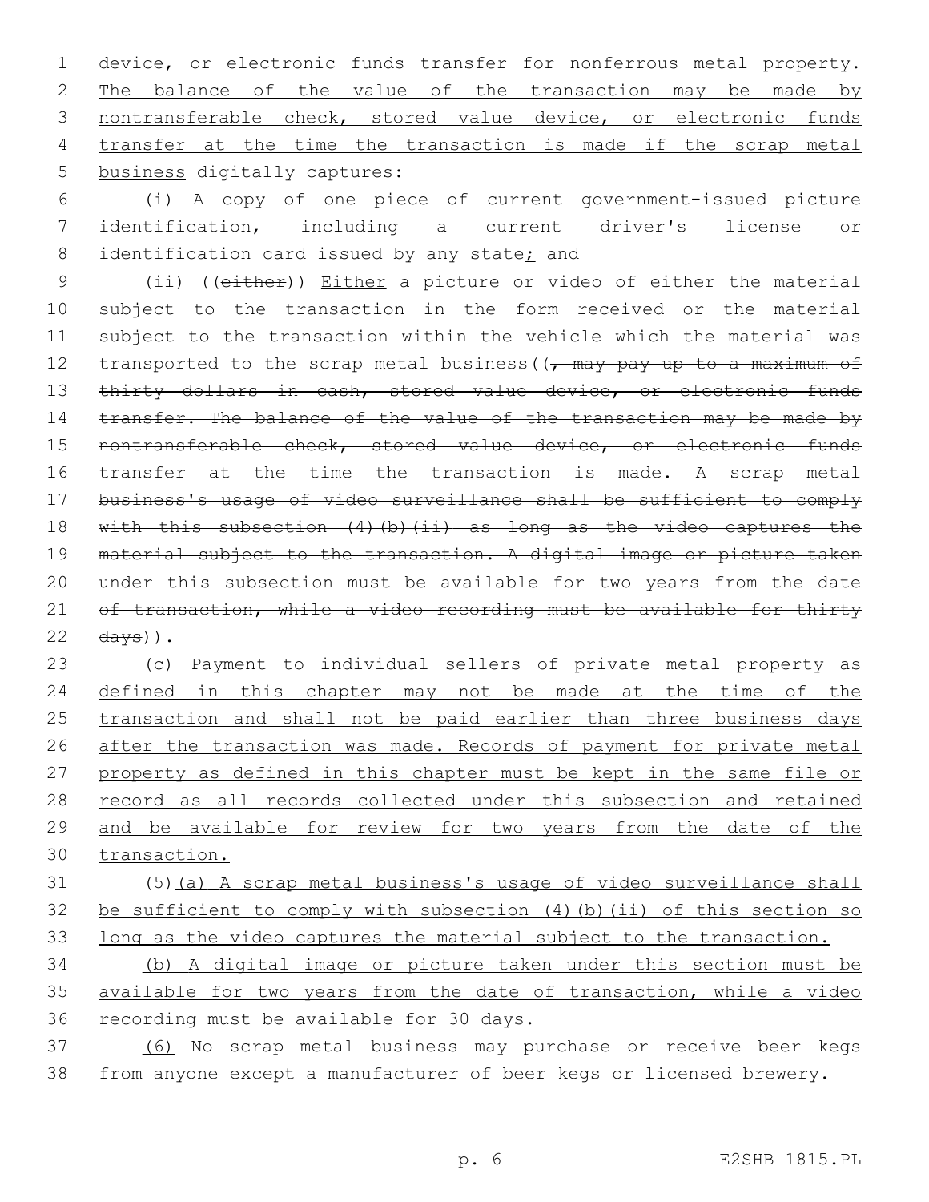device, or electronic funds transfer for nonferrous metal property. The balance of the value of the transaction may be made by nontransferable check, stored value device, or electronic funds transfer at the time the transaction is made if the scrap metal business digitally captures:

(i) A copy of one piece of current government-issued picture identification, including a current driver's license or identification card issued by any state; and

(ii) ((~~either~~)) Either a picture or video of either the material subject to the transaction in the form received or the material subject to the transaction within the vehicle which the material was transported to the scrap metal business((~~, may pay up to a maximum of thirty dollars in cash, stored value device, or electronic funds transfer. The balance of the value of the transaction may be made by nontransferable check, stored value device, or electronic funds transfer at the time the transaction is made. A scrap metal business's usage of video surveillance shall be sufficient to comply with this subsection (4)(b)(ii) as long as the video captures the material subject to the transaction. A digital image or picture taken under this subsection must be available for two years from the date of transaction, while a video recording must be available for thirty days~~)).

(c) Payment to individual sellers of private metal property as defined in this chapter may not be made at the time of the transaction and shall not be paid earlier than three business days after the transaction was made. Records of payment for private metal property as defined in this chapter must be kept in the same file or record as all records collected under this subsection and retained and be available for review for two years from the date of the transaction.

(5)(a) A scrap metal business's usage of video surveillance shall be sufficient to comply with subsection (4)(b)(ii) of this section so long as the video captures the material subject to the transaction.

(b) A digital image or picture taken under this section must be available for two years from the date of transaction, while a video recording must be available for 30 days.

(6) No scrap metal business may purchase or receive beer kegs from anyone except a manufacturer of beer kegs or licensed brewery.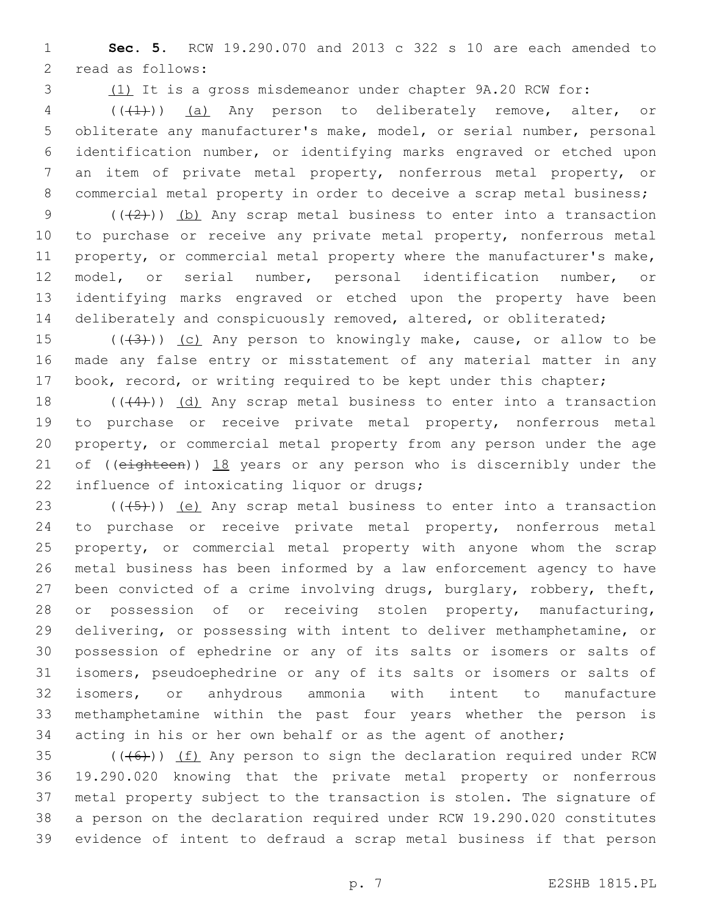**Sec. 5.** RCW 19.290.070 and 2013 c 322 s 10 are each amended to read as follows:

(1) It is a gross misdemeanor under chapter 9A.20 RCW for:

(((1))) (a) Any person to deliberately remove, alter, or obliterate any manufacturer's make, model, or serial number, personal identification number, or identifying marks engraved or etched upon an item of private metal property, nonferrous metal property, or commercial metal property in order to deceive a scrap metal business;

(((2))) (b) Any scrap metal business to enter into a transaction to purchase or receive any private metal property, nonferrous metal property, or commercial metal property where the manufacturer's make, model, or serial number, personal identification number, or identifying marks engraved or etched upon the property have been deliberately and conspicuously removed, altered, or obliterated;

(((3))) (c) Any person to knowingly make, cause, or allow to be made any false entry or misstatement of any material matter in any book, record, or writing required to be kept under this chapter;

(((4))) (d) Any scrap metal business to enter into a transaction to purchase or receive private metal property, nonferrous metal property, or commercial metal property from any person under the age of ((eighteen)) 18 years or any person who is discernibly under the influence of intoxicating liquor or drugs;

(((5))) (e) Any scrap metal business to enter into a transaction to purchase or receive private metal property, nonferrous metal property, or commercial metal property with anyone whom the scrap metal business has been informed by a law enforcement agency to have been convicted of a crime involving drugs, burglary, robbery, theft, or possession of or receiving stolen property, manufacturing, delivering, or possessing with intent to deliver methamphetamine, or possession of ephedrine or any of its salts or isomers or salts of isomers, pseudoephedrine or any of its salts or isomers or salts of isomers, or anhydrous ammonia with intent to manufacture methamphetamine within the past four years whether the person is acting in his or her own behalf or as the agent of another;

(((6))) (f) Any person to sign the declaration required under RCW 19.290.020 knowing that the private metal property or nonferrous metal property subject to the transaction is stolen. The signature of a person on the declaration required under RCW 19.290.020 constitutes evidence of intent to defraud a scrap metal business if that person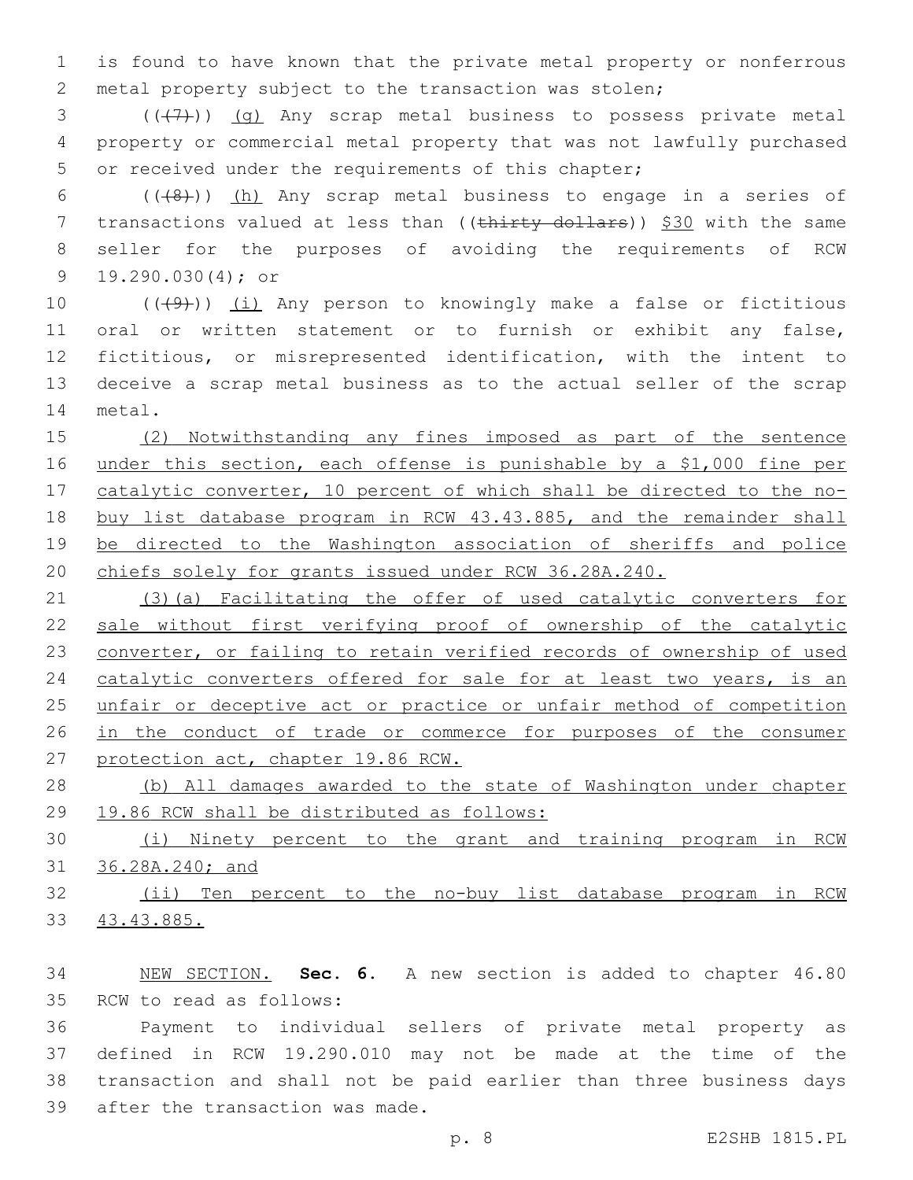is found to have known that the private metal property or nonferrous metal property subject to the transaction was stolen;

((~~(7)~~)) <u>(g)</u> Any scrap metal business to possess private metal property or commercial metal property that was not lawfully purchased or received under the requirements of this chapter;

((~~(8)~~)) <u>(h)</u> Any scrap metal business to engage in a series of transactions valued at less than ((~~thirty dollars~~)) <u>$30</u> with the same seller for the purposes of avoiding the requirements of RCW 19.290.030(4); or

((~~(9)~~)) <u>(i)</u> Any person to knowingly make a false or fictitious oral or written statement or to furnish or exhibit any false, fictitious, or misrepresented identification, with the intent to deceive a scrap metal business as to the actual seller of the scrap metal.

<u>(2) Notwithstanding any fines imposed as part of the sentence under this section, each offense is punishable by a $1,000 fine per catalytic converter, 10 percent of which shall be directed to the no-buy list database program in RCW 43.43.885, and the remainder shall be directed to the Washington association of sheriffs and police chiefs solely for grants issued under RCW 36.28A.240.</u>

<u>(3)(a) Facilitating the offer of used catalytic converters for sale without first verifying proof of ownership of the catalytic converter, or failing to retain verified records of ownership of used catalytic converters offered for sale for at least two years, is an unfair or deceptive act or practice or unfair method of competition in the conduct of trade or commerce for purposes of the consumer protection act, chapter 19.86 RCW.</u>

<u>(b) All damages awarded to the state of Washington under chapter 19.86 RCW shall be distributed as follows:</u>

<u>(i) Ninety percent to the grant and training program in RCW 36.28A.240; and</u>

<u>(ii) Ten percent to the no-buy list database program in RCW 43.43.885.</u>

<u>NEW SECTION.</u> **Sec. 6.** A new section is added to chapter 46.80 RCW to read as follows:

Payment to individual sellers of private metal property as defined in RCW 19.290.010 may not be made at the time of the transaction and shall not be paid earlier than three business days after the transaction was made.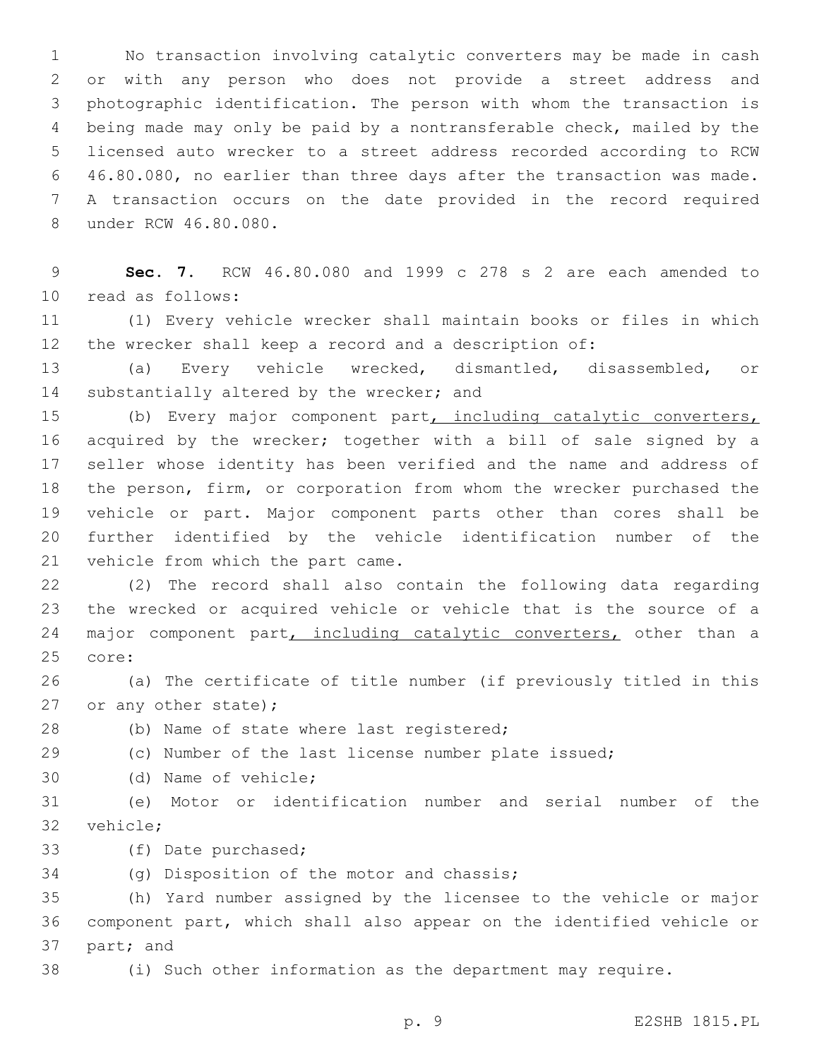No transaction involving catalytic converters may be made in cash or with any person who does not provide a street address and photographic identification. The person with whom the transaction is being made may only be paid by a nontransferable check, mailed by the licensed auto wrecker to a street address recorded according to RCW 46.80.080, no earlier than three days after the transaction was made. A transaction occurs on the date provided in the record required under RCW 46.80.080.

**Sec. 7.** RCW 46.80.080 and 1999 c 278 s 2 are each amended to read as follows:

(1) Every vehicle wrecker shall maintain books or files in which the wrecker shall keep a record and a description of:

(a) Every vehicle wrecked, dismantled, disassembled, or substantially altered by the wrecker; and

(b) Every major component part, including catalytic converters, acquired by the wrecker; together with a bill of sale signed by a seller whose identity has been verified and the name and address of the person, firm, or corporation from whom the wrecker purchased the vehicle or part. Major component parts other than cores shall be further identified by the vehicle identification number of the vehicle from which the part came.

(2) The record shall also contain the following data regarding the wrecked or acquired vehicle or vehicle that is the source of a major component part, including catalytic converters, other than a core:

(a) The certificate of title number (if previously titled in this or any other state);

(b) Name of state where last registered;

(c) Number of the last license number plate issued;

(d) Name of vehicle;

(e) Motor or identification number and serial number of the vehicle;

(f) Date purchased;

(g) Disposition of the motor and chassis;

(h) Yard number assigned by the licensee to the vehicle or major component part, which shall also appear on the identified vehicle or part; and

(i) Such other information as the department may require.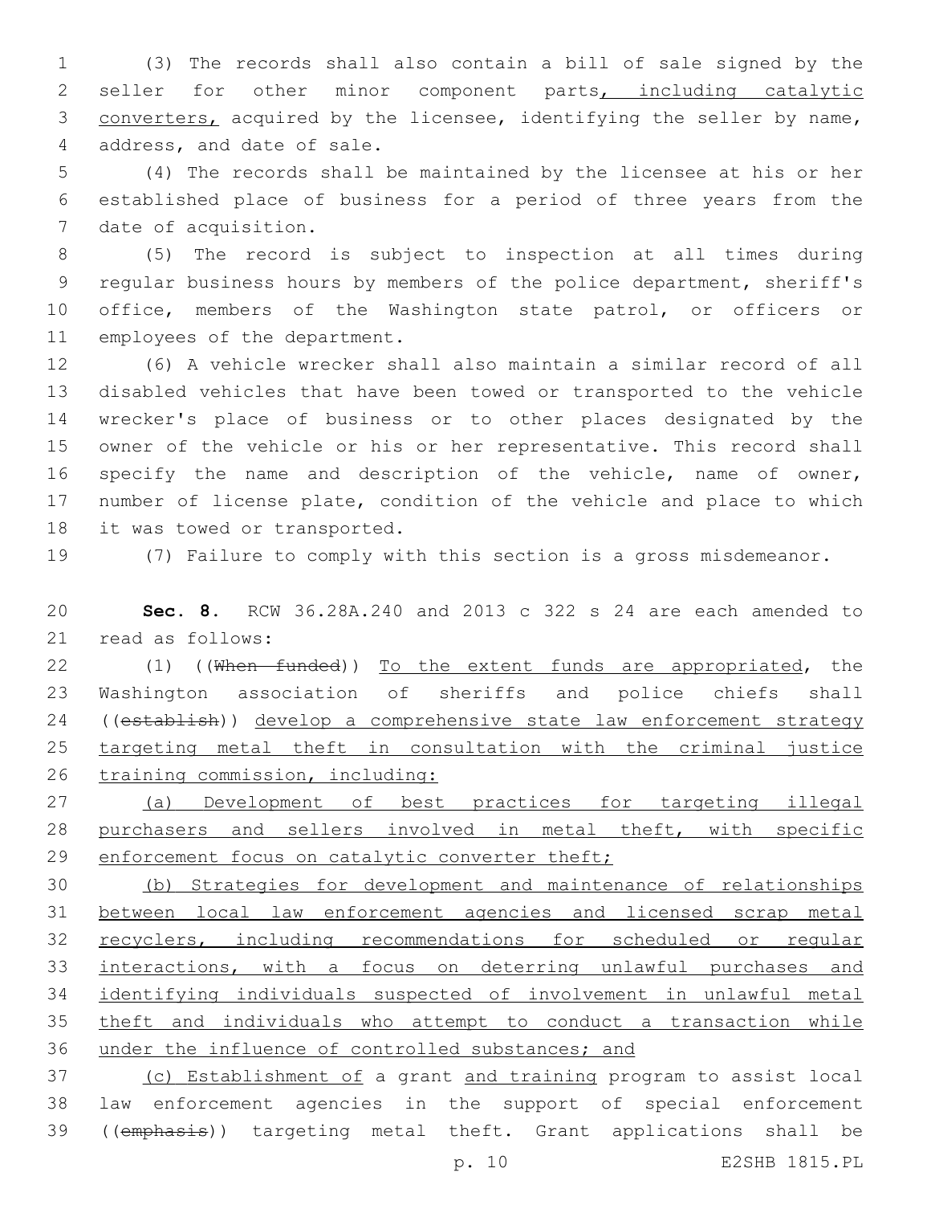(3) The records shall also contain a bill of sale signed by the seller for other minor component parts, including catalytic converters, acquired by the licensee, identifying the seller by name, address, and date of sale.

(4) The records shall be maintained by the licensee at his or her established place of business for a period of three years from the date of acquisition.

(5) The record is subject to inspection at all times during regular business hours by members of the police department, sheriff's office, members of the Washington state patrol, or officers or employees of the department.

(6) A vehicle wrecker shall also maintain a similar record of all disabled vehicles that have been towed or transported to the vehicle wrecker's place of business or to other places designated by the owner of the vehicle or his or her representative. This record shall specify the name and description of the vehicle, name of owner, number of license plate, condition of the vehicle and place to which it was towed or transported.

(7) Failure to comply with this section is a gross misdemeanor.

**Sec. 8.** RCW 36.28A.240 and 2013 c 322 s 24 are each amended to read as follows:

(1) ((When funded)) To the extent funds are appropriated, the Washington association of sheriffs and police chiefs shall ((establish)) develop a comprehensive state law enforcement strategy targeting metal theft in consultation with the criminal justice training commission, including:

(a) Development of best practices for targeting illegal purchasers and sellers involved in metal theft, with specific enforcement focus on catalytic converter theft;

(b) Strategies for development and maintenance of relationships between local law enforcement agencies and licensed scrap metal recyclers, including recommendations for scheduled or regular interactions, with a focus on deterring unlawful purchases and identifying individuals suspected of involvement in unlawful metal theft and individuals who attempt to conduct a transaction while under the influence of controlled substances; and

(c) Establishment of a grant and training program to assist local law enforcement agencies in the support of special enforcement ((emphasis)) targeting metal theft. Grant applications shall be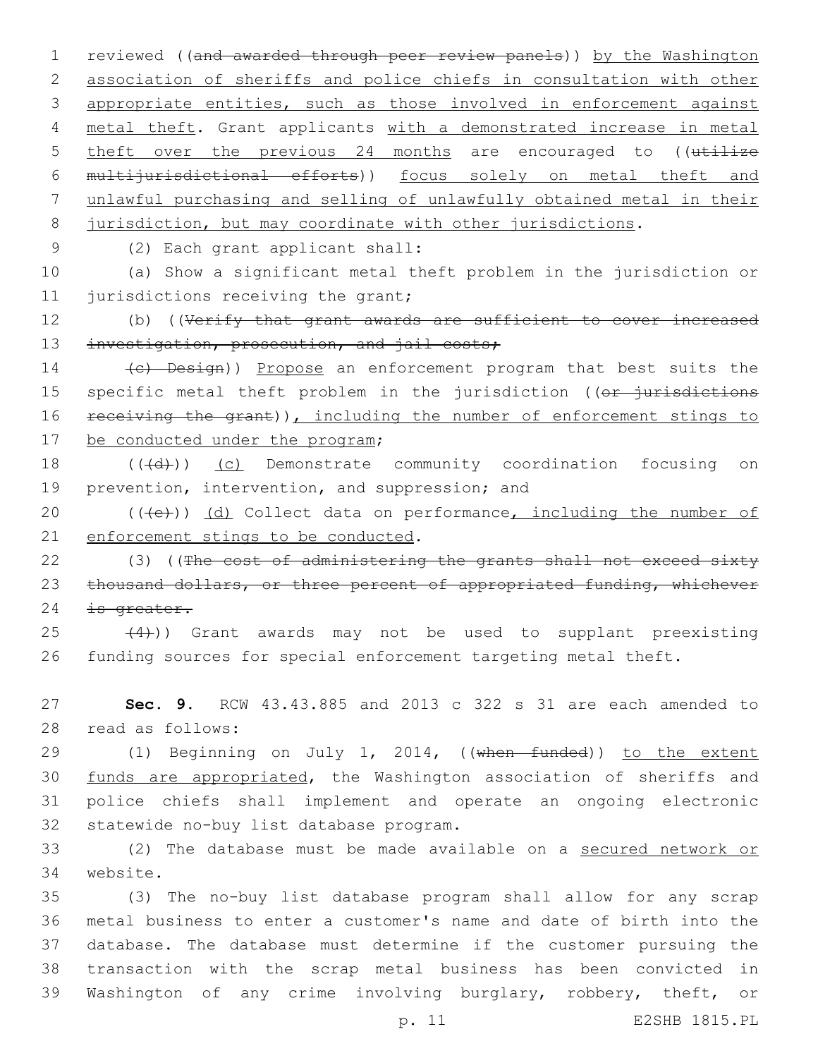reviewed ((and awarded through peer review panels)) by the Washington association of sheriffs and police chiefs in consultation with other appropriate entities, such as those involved in enforcement against metal theft. Grant applicants with a demonstrated increase in metal theft over the previous 24 months are encouraged to ((utilize multijurisdictional efforts)) focus solely on metal theft and unlawful purchasing and selling of unlawfully obtained metal in their jurisdiction, but may coordinate with other jurisdictions.

(2) Each grant applicant shall:

(a) Show a significant metal theft problem in the jurisdiction or jurisdictions receiving the grant;

(b) ((Verify that grant awards are sufficient to cover increased investigation, prosecution, and jail costs;

(c) Design)) Propose an enforcement program that best suits the specific metal theft problem in the jurisdiction ((or jurisdictions receiving the grant)), including the number of enforcement stings to be conducted under the program;

(((d))) (c) Demonstrate community coordination focusing on prevention, intervention, and suppression; and

(((e))) (d) Collect data on performance, including the number of enforcement stings to be conducted.

(3) ((The cost of administering the grants shall not exceed sixty thousand dollars, or three percent of appropriated funding, whichever is greater.

(4))) Grant awards may not be used to supplant preexisting funding sources for special enforcement targeting metal theft.

**Sec. 9.** RCW 43.43.885 and 2013 c 322 s 31 are each amended to read as follows:

(1) Beginning on July 1, 2014, ((when funded)) to the extent funds are appropriated, the Washington association of sheriffs and police chiefs shall implement and operate an ongoing electronic statewide no-buy list database program.

(2) The database must be made available on a secured network or website.

(3) The no-buy list database program shall allow for any scrap metal business to enter a customer's name and date of birth into the database. The database must determine if the customer pursuing the transaction with the scrap metal business has been convicted in Washington of any crime involving burglary, robbery, theft, or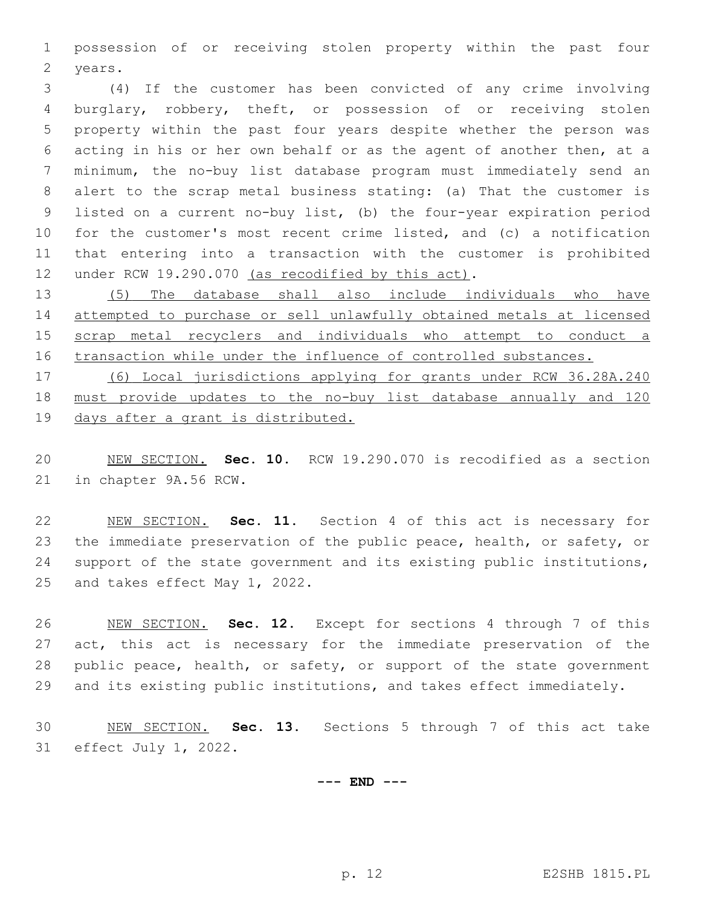possession of or receiving stolen property within the past four years.

(4) If the customer has been convicted of any crime involving burglary, robbery, theft, or possession of or receiving stolen property within the past four years despite whether the person was acting in his or her own behalf or as the agent of another then, at a minimum, the no-buy list database program must immediately send an alert to the scrap metal business stating: (a) That the customer is listed on a current no-buy list, (b) the four-year expiration period for the customer's most recent crime listed, and (c) a notification that entering into a transaction with the customer is prohibited under RCW 19.290.070 <u>(as recodified by this act)</u>.

<u>(5) The database shall also include individuals who have attempted to purchase or sell unlawfully obtained metals at licensed scrap metal recyclers and individuals who attempt to conduct a transaction while under the influence of controlled substances.</u>

<u>(6) Local jurisdictions applying for grants under RCW 36.28A.240 must provide updates to the no-buy list database annually and 120 days after a grant is distributed.</u>

<u>NEW SECTION.</u> **Sec. 10.** RCW 19.290.070 is recodified as a section in chapter 9A.56 RCW.

<u>NEW SECTION.</u> **Sec. 11.** Section 4 of this act is necessary for the immediate preservation of the public peace, health, or safety, or support of the state government and its existing public institutions, and takes effect May 1, 2022.

<u>NEW SECTION.</u> **Sec. 12.** Except for sections 4 through 7 of this act, this act is necessary for the immediate preservation of the public peace, health, or safety, or support of the state government and its existing public institutions, and takes effect immediately.

<u>NEW SECTION.</u> **Sec. 13.** Sections 5 through 7 of this act take effect July 1, 2022.

**--- END ---**